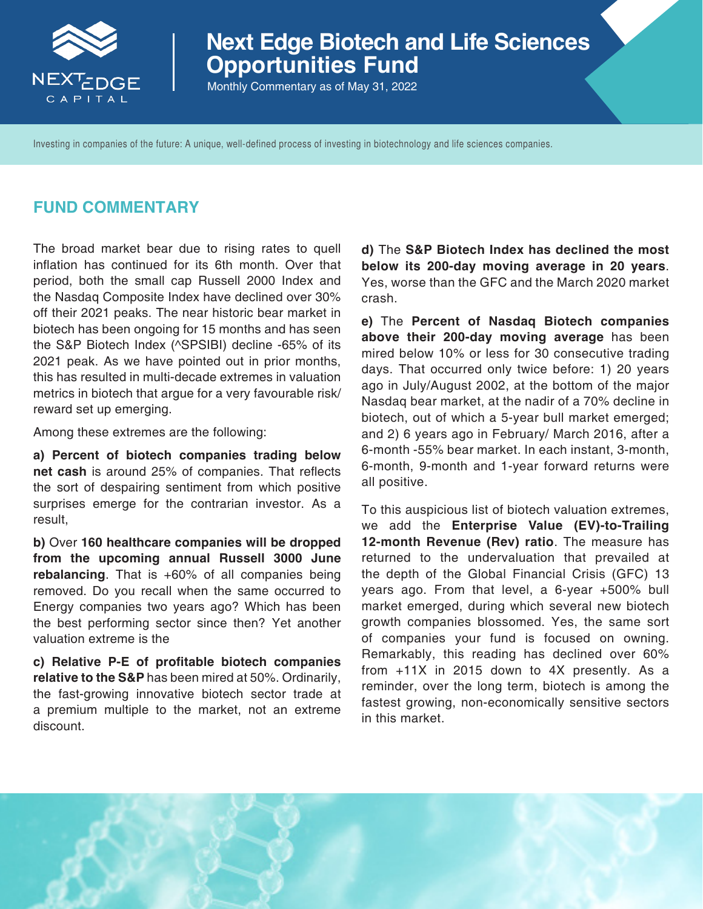# Next Edge Biotech and Life Sciences Opportunities Fund

Monthly Commentary as of May 31, 2022

Investing in companies of the future: A unique, well-defined process of investing in biotechnology and life sciences companies.

## FUND COMMENTARY

The broad market bear due to rising rates to quell inflation has continued for its 6th month. Over that period, both the small cap Russell 2000 Index and the Nasdaq Composite Index have declined over 30% off their 2021 peaks. The near historic bear market in biotech has been ongoing for 15 months and has seen the S&P Biotech Index (^SPSIBI) decline -65% of its 2021 peak. As we have pointed out in prior months, this has resulted in multi-decade extremes in valuation metrics in biotech that argue for a very favourable risk/reward set up emerging.

Among these extremes are the following:

**a) Percent of biotech companies trading below net cash** is around 25% of companies. That reflects the sort of despairing sentiment from which positive surprises emerge for the contrarian investor. As a result,

**b)** Over **160 healthcare companies will be dropped from the upcoming annual Russell 3000 June rebalancing**. That is +60% of all companies being removed. Do you recall when the same occurred to Energy companies two years ago? Which has been the best performing sector since then? Yet another valuation extreme is the

**c) Relative P-E of profitable biotech companies relative to the S&P** has been mired at 50%. Ordinarily, the fast-growing innovative biotech sector trade at a premium multiple to the market, not an extreme discount.

**d)** The **S&P Biotech Index has declined the most below its 200-day moving average in 20 years**. Yes, worse than the GFC and the March 2020 market crash.

**e)** The **Percent of Nasdaq Biotech companies above their 200-day moving average** has been mired below 10% or less for 30 consecutive trading days. That occurred only twice before: 1) 20 years ago in July/August 2002, at the bottom of the major Nasdaq bear market, at the nadir of a 70% decline in biotech, out of which a 5-year bull market emerged; and 2) 6 years ago in February/ March 2016, after a 6-month -55% bear market. In each instant, 3-month, 6-month, 9-month and 1-year forward returns were all positive.

To this auspicious list of biotech valuation extremes, we add the **Enterprise Value (EV)-to-Trailing 12-month Revenue (Rev) ratio**. The measure has returned to the undervaluation that prevailed at the depth of the Global Financial Crisis (GFC) 13 years ago. From that level, a 6-year +500% bull market emerged, during which several new biotech growth companies blossomed. Yes, the same sort of companies your fund is focused on owning. Remarkably, this reading has declined over 60% from +11X in 2015 down to 4X presently. As a reminder, over the long term, biotech is among the fastest growing, non-economically sensitive sectors in this market.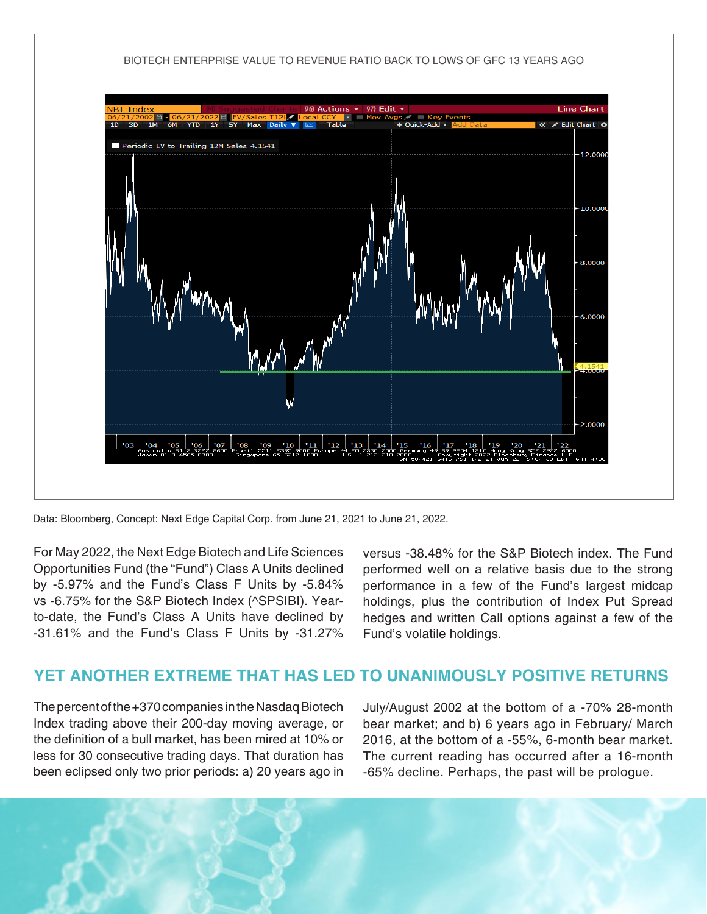BIOTECH ENTERPRISE VALUE TO REVENUE RATIO BACK TO LOWS OF GFC 13 YEARS AGO

Data: Bloomberg, Concept: Next Edge Capital Corp. from June 21, 2021 to June 21, 2022.

For May 2022, the Next Edge Biotech and Life Sciences Opportunities Fund (the "Fund") Class A Units declined by -5.97% and the Fund's Class F Units by -5.84% vs -6.75% for the S&P Biotech Index (^SPSIBI). Year-to-date, the Fund's Class A Units have declined by -31.61% and the Fund's Class F Units by -31.27% versus -38.48% for the S&P Biotech index. The Fund performed well on a relative basis due to the strong performance in a few of the Fund's largest midcap holdings, plus the contribution of Index Put Spread hedges and written Call options against a few of the Fund's volatile holdings.

## YET ANOTHER EXTREME THAT HAS LED TO UNANIMOUSLY POSITIVE RETURNS

The percent of the +370 companies in the Nasdaq Biotech Index trading above their 200-day moving average, or the definition of a bull market, has been mired at 10% or less for 30 consecutive trading days. That duration has been eclipsed only two prior periods: a) 20 years ago in July/August 2002 at the bottom of a -70% 28-month bear market; and b) 6 years ago in February/ March 2016, at the bottom of a -55%, 6-month bear market. The current reading has occurred after a 16-month -65% decline. Perhaps, the past will be prologue.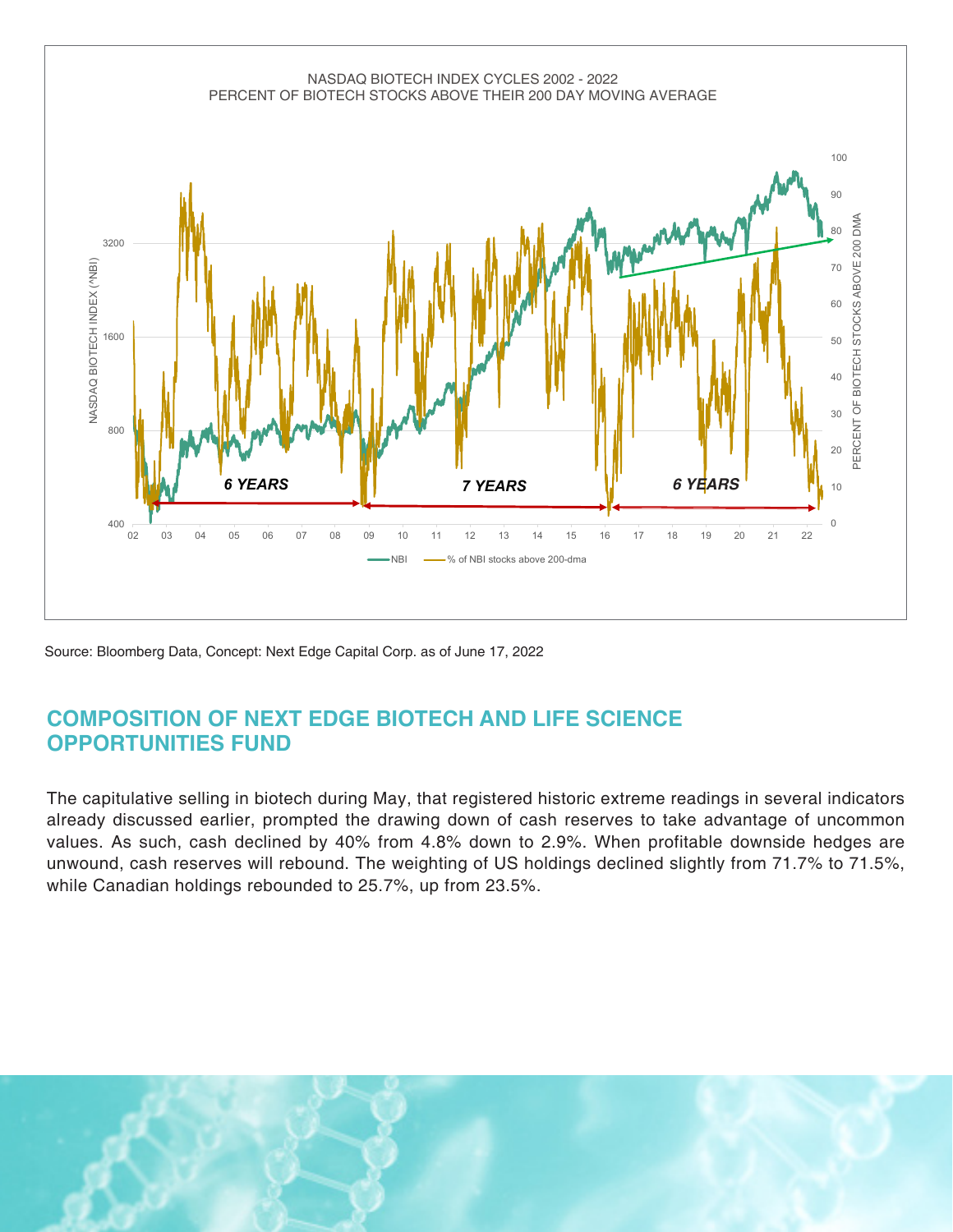NASDAQ BIOTECH INDEX CYCLES 2002 - 2022
PERCENT OF BIOTECH STOCKS ABOVE THEIR 200 DAY MOVING AVERAGE

Source: Bloomberg Data, Concept: Next Edge Capital Corp. as of June 17, 2022

## COMPOSITION OF NEXT EDGE BIOTECH AND LIFE SCIENCE OPPORTUNITIES FUND

The capitulative selling in biotech during May, that registered historic extreme readings in several indicators already discussed earlier, prompted the drawing down of cash reserves to take advantage of uncommon values. As such, cash declined by 40% from 4.8% down to 2.9%. When profitable downside hedges are unwound, cash reserves will rebound. The weighting of US holdings declined slightly from 71.7% to 71.5%, while Canadian holdings rebounded to 25.7%, up from 23.5%.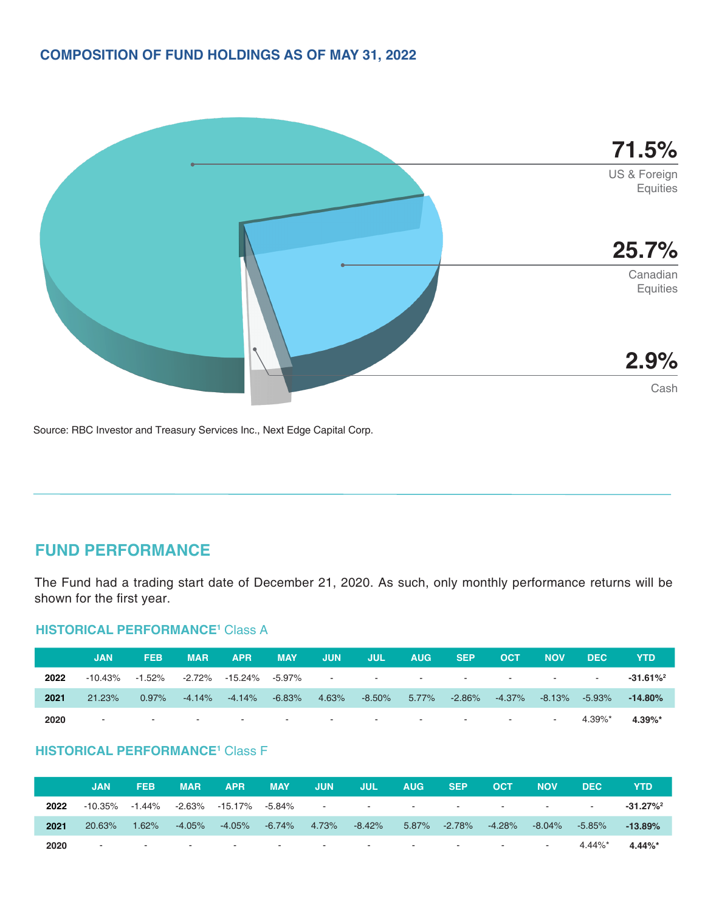## COMPOSITION OF FUND HOLDINGS AS OF MAY 31, 2022

71.5% US & Foreign Equities

25.7% Canadian Equities

2.9% Cash

Source: RBC Investor and Treasury Services Inc., Next Edge Capital Corp.

## FUND PERFORMANCE

The Fund had a trading start date of December 21, 2020. As such, only monthly performance returns will be shown for the first year.

### HISTORICAL PERFORMANCE[1] Class A

| | JAN | FEB | MAR | APR | MAY | JUN | JUL | AUG | SEP | OCT | NOV | DEC | YTD |
|---|---|---|---|---|---|---|---|---|---|---|---|---|---|
| **2022** | -10.43% | -1.52% | -2.72% | -15.24% | -5.97% | - | - | - | - | - | - | - | **-31.61%[2]** |
| **2021** | 21.23% | 0.97% | -4.14% | -4.14% | -6.83% | 4.63% | -8.50% | 5.77% | -2.86% | -4.37% | -8.13% | -5.93% | **-14.80%** |
| **2020** | - | - | - | - | - | - | - | - | - | - | - | 4.39%* | **4.39%*** |

### HISTORICAL PERFORMANCE[1] Class F

| | JAN | FEB | MAR | APR | MAY | JUN | JUL | AUG | SEP | OCT | NOV | DEC | YTD |
|---|---|---|---|---|---|---|---|---|---|---|---|---|---|
| **2022** | -10.35% | -1.44% | -2.63% | -15.17% | -5.84% | - | - | - | - | - | - | - | **-31.27%[2]** |
| **2021** | 20.63% | 1.62% | -4.05% | -4.05% | -6.74% | 4.73% | -8.42% | 5.87% | -2.78% | -4.28% | -8.04% | -5.85% | **-13.89%** |
| **2020** | - | - | - | - | - | - | - | - | - | - | - | 4.44%* | **4.44%*** |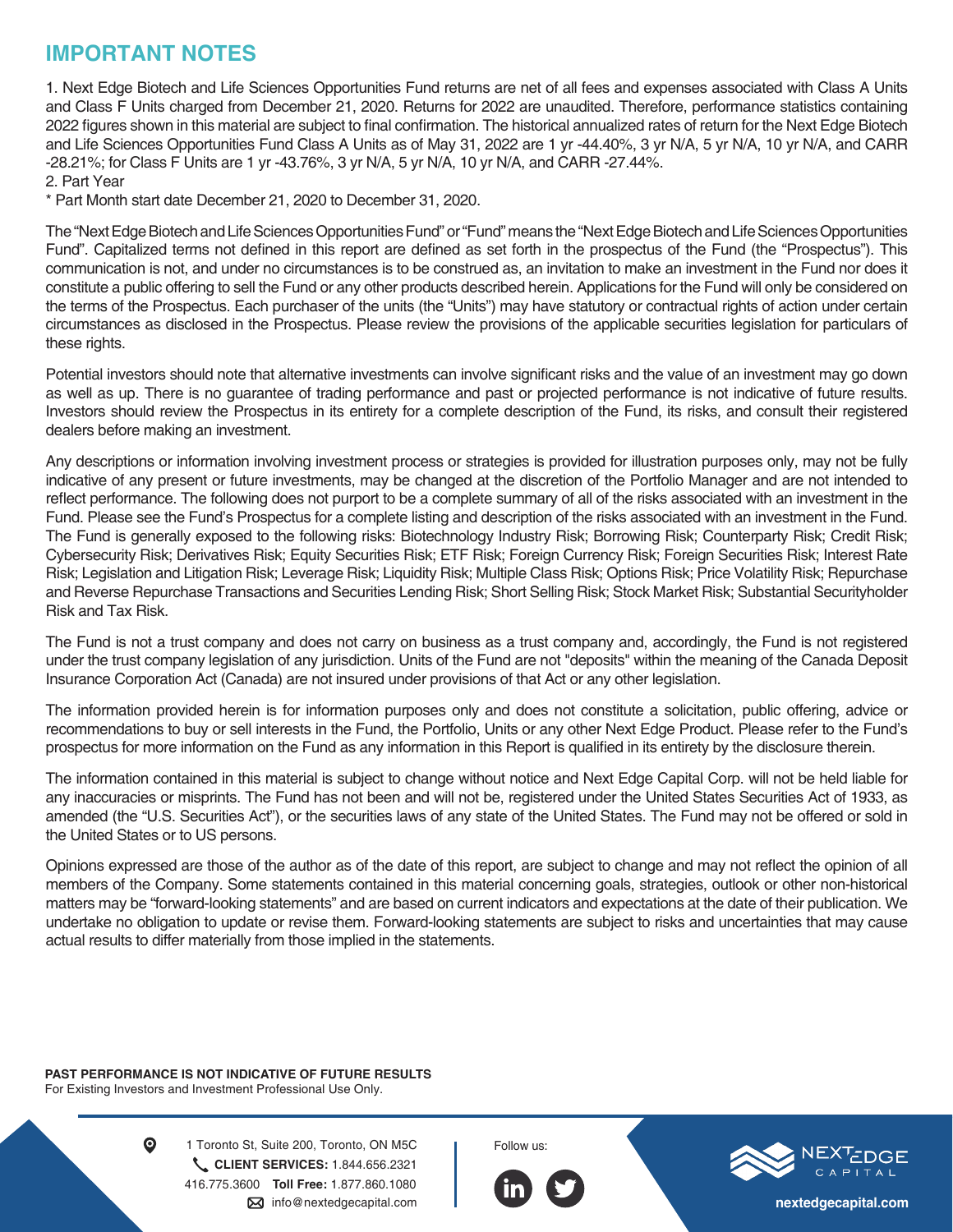## IMPORTANT NOTES

1. Next Edge Biotech and Life Sciences Opportunities Fund returns are net of all fees and expenses associated with Class A Units and Class F Units charged from December 21, 2020. Returns for 2022 are unaudited. Therefore, performance statistics containing 2022 figures shown in this material are subject to final confirmation. The historical annualized rates of return for the Next Edge Biotech and Life Sciences Opportunities Fund Class A Units as of May 31, 2022 are 1 yr -44.40%, 3 yr N/A, 5 yr N/A, 10 yr N/A, and CARR -28.21%; for Class F Units are 1 yr -43.76%, 3 yr N/A, 5 yr N/A, 10 yr N/A, and CARR -27.44%.
2. Part Year

* Part Month start date December 21, 2020 to December 31, 2020.

The "Next Edge Biotech and Life Sciences Opportunities Fund" or "Fund" means the "Next Edge Biotech and Life Sciences Opportunities Fund". Capitalized terms not defined in this report are defined as set forth in the prospectus of the Fund (the "Prospectus"). This communication is not, and under no circumstances is to be construed as, an invitation to make an investment in the Fund nor does it constitute a public offering to sell the Fund or any other products described herein. Applications for the Fund will only be considered on the terms of the Prospectus. Each purchaser of the units (the "Units") may have statutory or contractual rights of action under certain circumstances as disclosed in the Prospectus. Please review the provisions of the applicable securities legislation for particulars of these rights.

Potential investors should note that alternative investments can involve significant risks and the value of an investment may go down as well as up. There is no guarantee of trading performance and past or projected performance is not indicative of future results. Investors should review the Prospectus in its entirety for a complete description of the Fund, its risks, and consult their registered dealers before making an investment.

Any descriptions or information involving investment process or strategies is provided for illustration purposes only, may not be fully indicative of any present or future investments, may be changed at the discretion of the Portfolio Manager and are not intended to reflect performance. The following does not purport to be a complete summary of all of the risks associated with an investment in the Fund. Please see the Fund's Prospectus for a complete listing and description of the risks associated with an investment in the Fund. The Fund is generally exposed to the following risks: Biotechnology Industry Risk; Borrowing Risk; Counterparty Risk; Credit Risk; Cybersecurity Risk; Derivatives Risk; Equity Securities Risk; ETF Risk; Foreign Currency Risk; Foreign Securities Risk; Interest Rate Risk; Legislation and Litigation Risk; Leverage Risk; Liquidity Risk; Multiple Class Risk; Options Risk; Price Volatility Risk; Repurchase and Reverse Repurchase Transactions and Securities Lending Risk; Short Selling Risk; Stock Market Risk; Substantial Securityholder Risk and Tax Risk.

The Fund is not a trust company and does not carry on business as a trust company and, accordingly, the Fund is not registered under the trust company legislation of any jurisdiction. Units of the Fund are not "deposits" within the meaning of the Canada Deposit Insurance Corporation Act (Canada) are not insured under provisions of that Act or any other legislation.

The information provided herein is for information purposes only and does not constitute a solicitation, public offering, advice or recommendations to buy or sell interests in the Fund, the Portfolio, Units or any other Next Edge Product. Please refer to the Fund's prospectus for more information on the Fund as any information in this Report is qualified in its entirety by the disclosure therein.

The information contained in this material is subject to change without notice and Next Edge Capital Corp. will not be held liable for any inaccuracies or misprints. The Fund has not been and will not be, registered under the United States Securities Act of 1933, as amended (the "U.S. Securities Act"), or the securities laws of any state of the United States. The Fund may not be offered or sold in the United States or to US persons.

Opinions expressed are those of the author as of the date of this report, are subject to change and may not reflect the opinion of all members of the Company. Some statements contained in this material concerning goals, strategies, outlook or other non-historical matters may be "forward-looking statements" and are based on current indicators and expectations at the date of their publication. We undertake no obligation to update or revise them. Forward-looking statements are subject to risks and uncertainties that may cause actual results to differ materially from those implied in the statements.

**PAST PERFORMANCE IS NOT INDICATIVE OF FUTURE RESULTS**
For Existing Investors and Investment Professional Use Only.

1 Toronto St, Suite 200, Toronto, ON M5C
**CLIENT SERVICES:** 1.844.656.2321
416.775.3600 **Toll Free:** 1.877.860.1080
info@nextedgecapital.com

Follow us:

NEXT EDGE CAPITAL

**nextedgecapital.com**